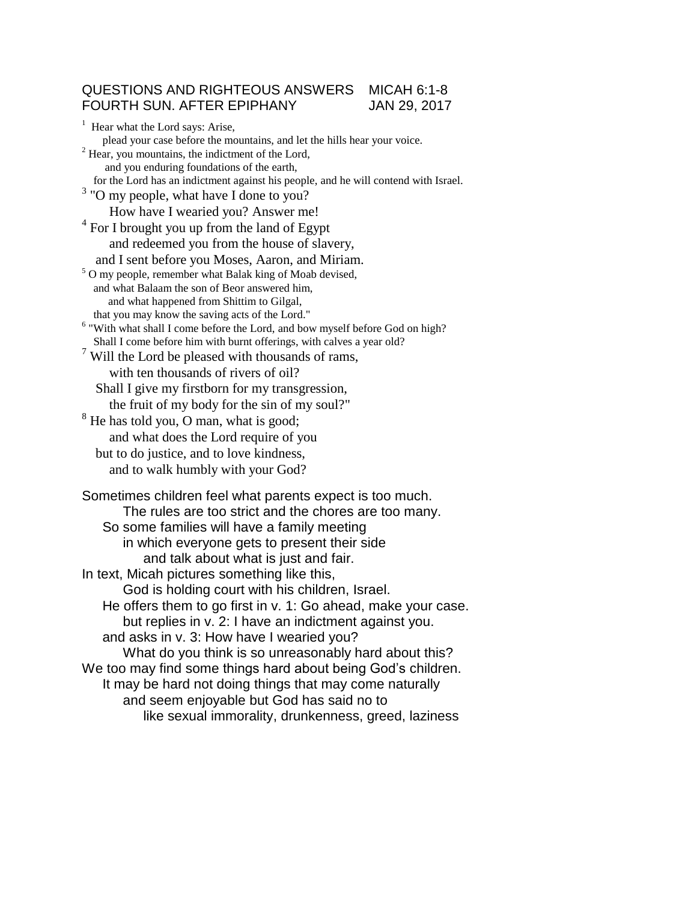# QUESTIONS AND RIGHTEOUS ANSWERS MICAH 6:1-8
## FOURTH SUN. AFTER EPIPHANY JAN 29, 2017

[1] Hear what the Lord says: Arise,
plead your case before the mountains, and let the hills hear your voice.
[2] Hear, you mountains, the indictment of the Lord,
and you enduring foundations of the earth,
for the Lord has an indictment against his people, and he will contend with Israel.
[3] "O my people, what have I done to you?
How have I wearied you? Answer me!
[4] For I brought you up from the land of Egypt
and redeemed you from the house of slavery,
and I sent before you Moses, Aaron, and Miriam.
[5] O my people, remember what Balak king of Moab devised,
and what Balaam the son of Beor answered him,
and what happened from Shittim to Gilgal,
that you may know the saving acts of the Lord."
[6] "With what shall I come before the Lord, and bow myself before God on high?
Shall I come before him with burnt offerings, with calves a year old?
[7] Will the Lord be pleased with thousands of rams,
with ten thousands of rivers of oil?
Shall I give my firstborn for my transgression,
the fruit of my body for the sin of my soul?"
[8] He has told you, O man, what is good;
and what does the Lord require of you
but to do justice, and to love kindness,
and to walk humbly with your God?

Sometimes children feel what parents expect is too much.
The rules are too strict and the chores are too many.
So some families will have a family meeting
in which everyone gets to present their side
and talk about what is just and fair.
In text, Micah pictures something like this,
God is holding court with his children, Israel.
He offers them to go first in v. 1: Go ahead, make your case.
but replies in v. 2: I have an indictment against you.
and asks in v. 3: How have I wearied you?
What do you think is so unreasonably hard about this?
We too may find some things hard about being God's children.
It may be hard not doing things that may come naturally
and seem enjoyable but God has said no to
like sexual immorality, drunkenness, greed, laziness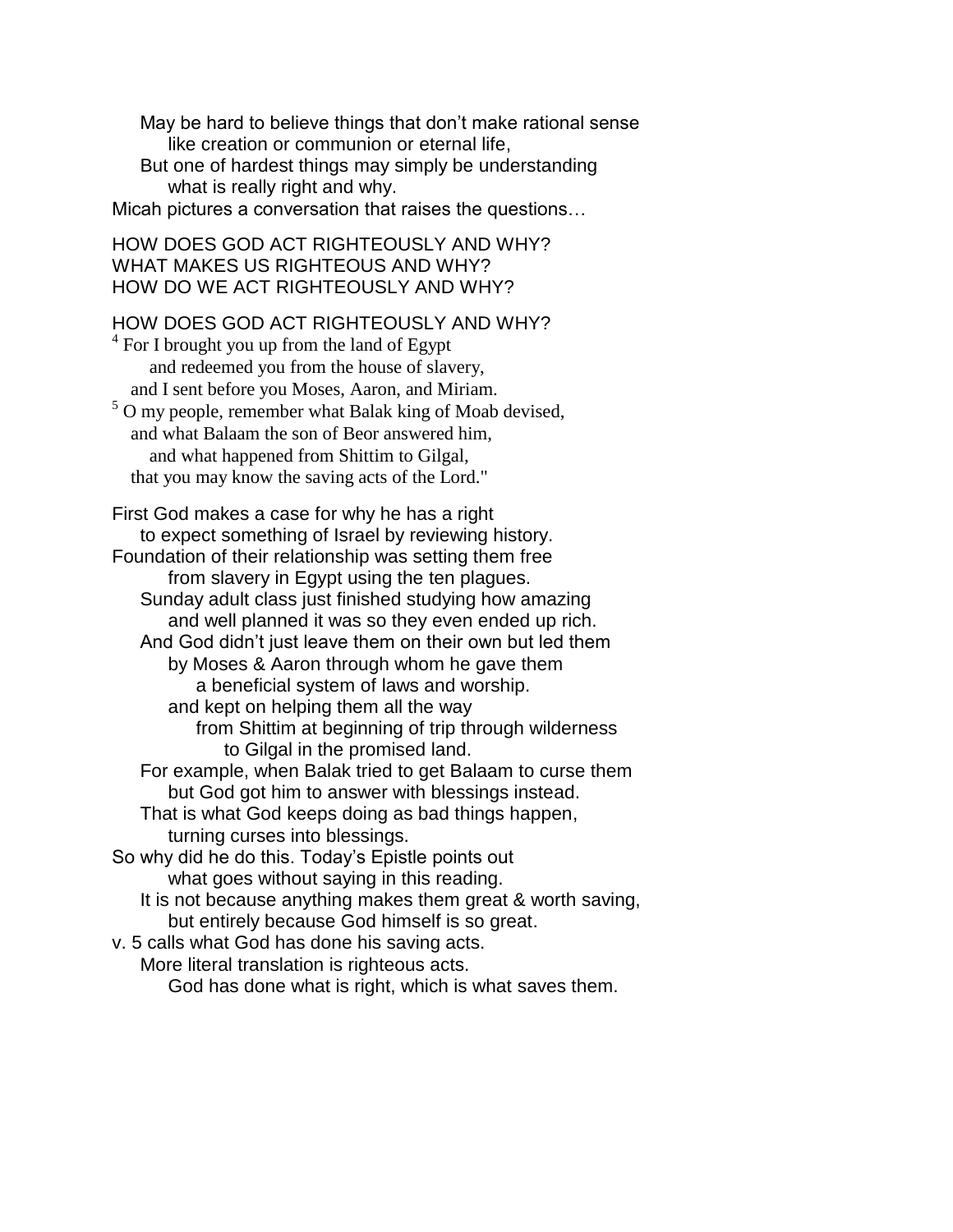May be hard to believe things that don't make rational sense
like creation or communion or eternal life,
But one of hardest things may simply be understanding
what is really right and why.
Micah pictures a conversation that raises the questions…

HOW DOES GOD ACT RIGHTEOUSLY AND WHY?
WHAT MAKES US RIGHTEOUS AND WHY?
HOW DO WE ACT RIGHTEOUSLY AND WHY?

HOW DOES GOD ACT RIGHTEOUSLY AND WHY?

[4] For I brought you up from the land of Egypt
and redeemed you from the house of slavery,
and I sent before you Moses, Aaron, and Miriam.
[5] O my people, remember what Balak king of Moab devised,
and what Balaam the son of Beor answered him,
and what happened from Shittim to Gilgal,
that you may know the saving acts of the Lord."

First God makes a case for why he has a right
to expect something of Israel by reviewing history.
Foundation of their relationship was setting them free
from slavery in Egypt using the ten plagues.
Sunday adult class just finished studying how amazing
and well planned it was so they even ended up rich.
And God didn't just leave them on their own but led them
by Moses & Aaron through whom he gave them
a beneficial system of laws and worship.
and kept on helping them all the way
from Shittim at beginning of trip through wilderness
to Gilgal in the promised land.
For example, when Balak tried to get Balaam to curse them
but God got him to answer with blessings instead.
That is what God keeps doing as bad things happen,
turning curses into blessings.
So why did he do this. Today's Epistle points out
what goes without saying in this reading.
It is not because anything makes them great & worth saving,
but entirely because God himself is so great.
v. 5 calls what God has done his saving acts.
More literal translation is righteous acts.
God has done what is right, which is what saves them.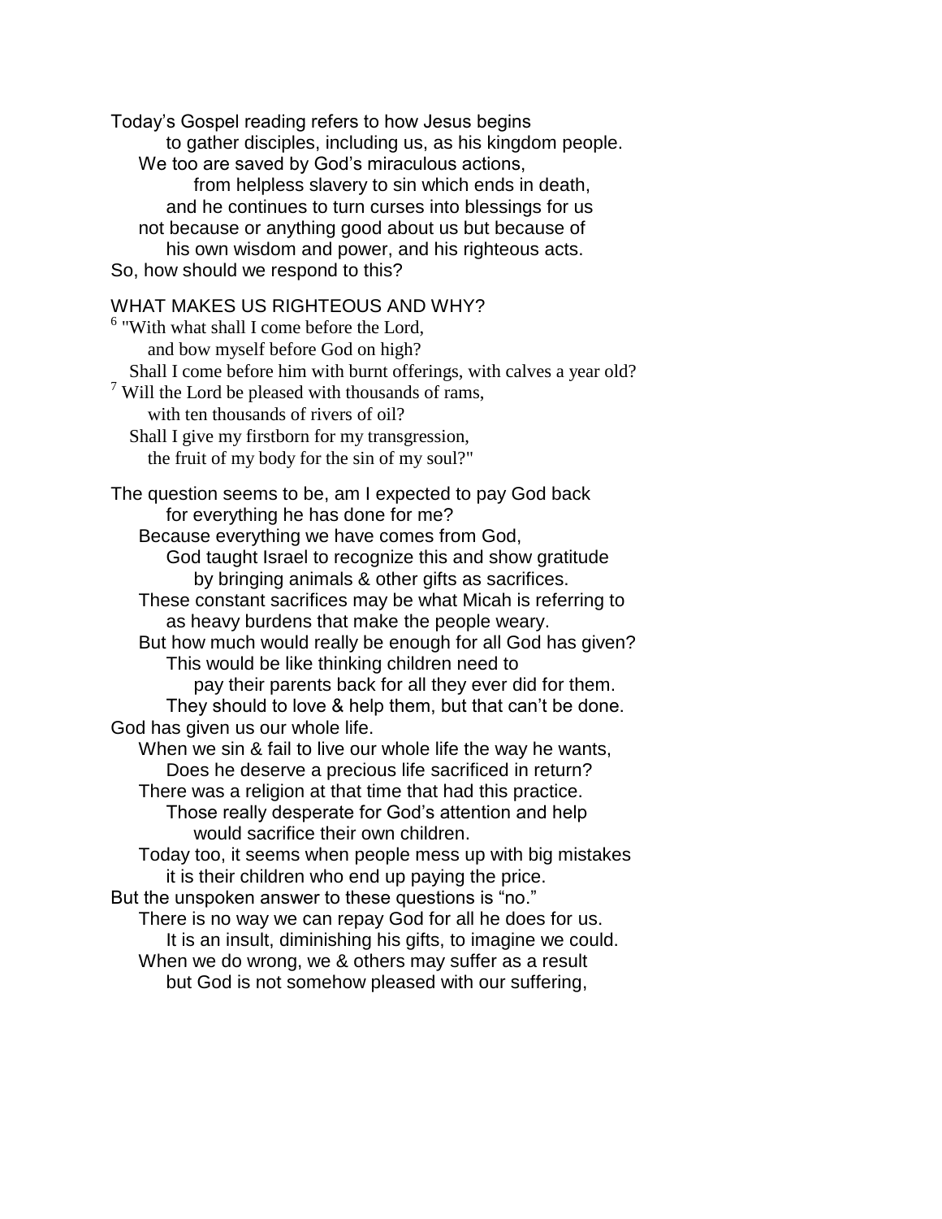Today's Gospel reading refers to how Jesus begins
to gather disciples, including us, as his kingdom people.
We too are saved by God's miraculous actions,
from helpless slavery to sin which ends in death,
and he continues to turn curses into blessings for us
not because or anything good about us but because of
his own wisdom and power, and his righteous acts.
So, how should we respond to this?

## WHAT MAKES US RIGHTEOUS AND WHY?

[6] "With what shall I come before the Lord,
and bow myself before God on high?
Shall I come before him with burnt offerings, with calves a year old?
[7] Will the Lord be pleased with thousands of rams,
with ten thousands of rivers of oil?
Shall I give my firstborn for my transgression,
the fruit of my body for the sin of my soul?"

The question seems to be, am I expected to pay God back
for everything he has done for me?
Because everything we have comes from God,
God taught Israel to recognize this and show gratitude
by bringing animals & other gifts as sacrifices.
These constant sacrifices may be what Micah is referring to
as heavy burdens that make the people weary.
But how much would really be enough for all God has given?
This would be like thinking children need to
pay their parents back for all they ever did for them.
They should to love & help them, but that can't be done.
God has given us our whole life.
When we sin & fail to live our whole life the way he wants,
Does he deserve a precious life sacrificed in return?
There was a religion at that time that had this practice.
Those really desperate for God's attention and help
would sacrifice their own children.
Today too, it seems when people mess up with big mistakes
it is their children who end up paying the price.
But the unspoken answer to these questions is "no."
There is no way we can repay God for all he does for us.
It is an insult, diminishing his gifts, to imagine we could.
When we do wrong, we & others may suffer as a result
but God is not somehow pleased with our suffering,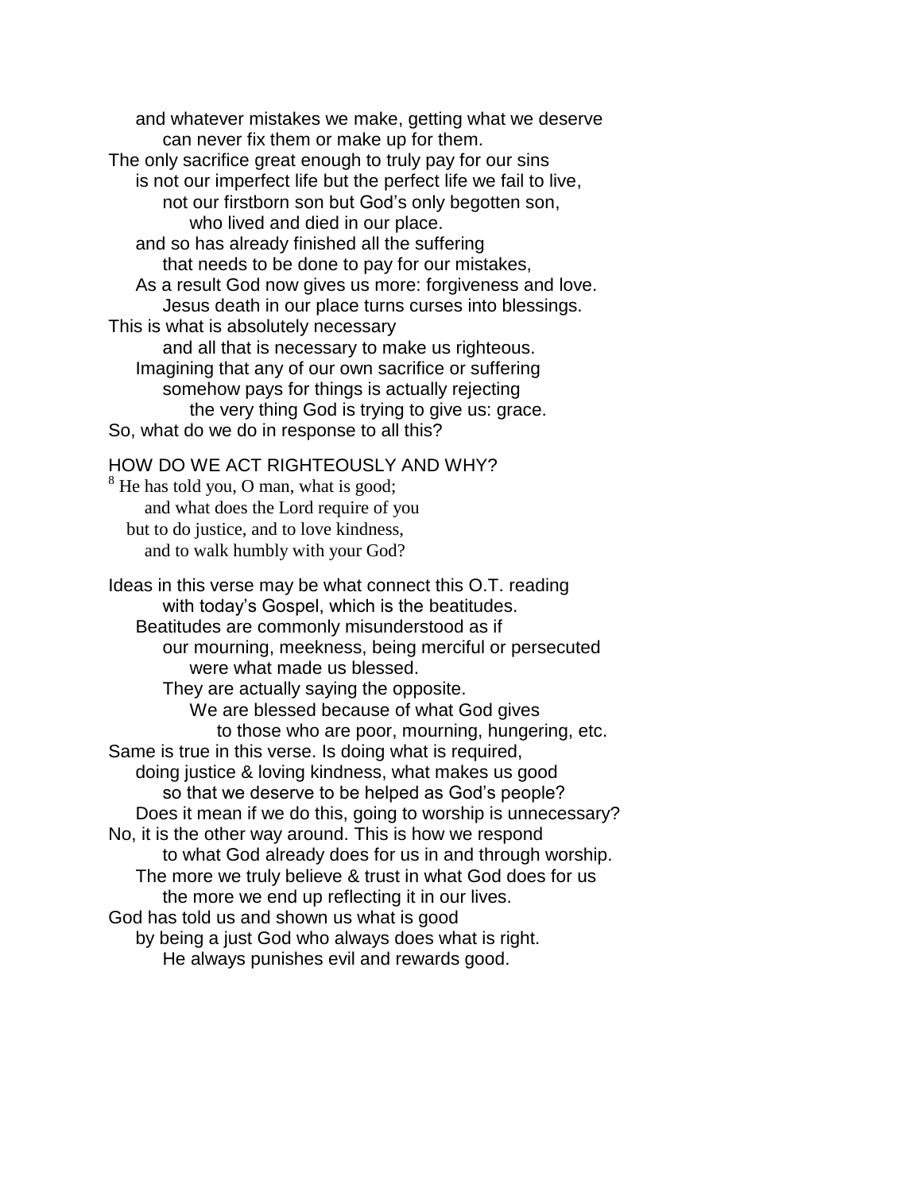and whatever mistakes we make, getting what we deserve
can never fix them or make up for them.
The only sacrifice great enough to truly pay for our sins
is not our imperfect life but the perfect life we fail to live,
not our firstborn son but God's only begotten son,
who lived and died in our place.
and so has already finished all the suffering
that needs to be done to pay for our mistakes,
As a result God now gives us more: forgiveness and love.
Jesus death in our place turns curses into blessings.
This is what is absolutely necessary
and all that is necessary to make us righteous.
Imagining that any of our own sacrifice or suffering
somehow pays for things is actually rejecting
the very thing God is trying to give us: grace.
So, what do we do in response to all this?

HOW DO WE ACT RIGHTEOUSLY AND WHY?

8 He has told you, O man, what is good;
and what does the Lord require of you
but to do justice, and to love kindness,
and to walk humbly with your God?

Ideas in this verse may be what connect this O.T. reading
with today's Gospel, which is the beatitudes.
Beatitudes are commonly misunderstood as if
our mourning, meekness, being merciful or persecuted
were what made us blessed.
They are actually saying the opposite.
We are blessed because of what God gives
to those who are poor, mourning, hungering, etc.
Same is true in this verse. Is doing what is required,
doing justice & loving kindness, what makes us good
so that we deserve to be helped as God's people?
Does it mean if we do this, going to worship is unnecessary?
No, it is the other way around. This is how we respond
to what God already does for us in and through worship.
The more we truly believe & trust in what God does for us
the more we end up reflecting it in our lives.
God has told us and shown us what is good
by being a just God who always does what is right.
He always punishes evil and rewards good.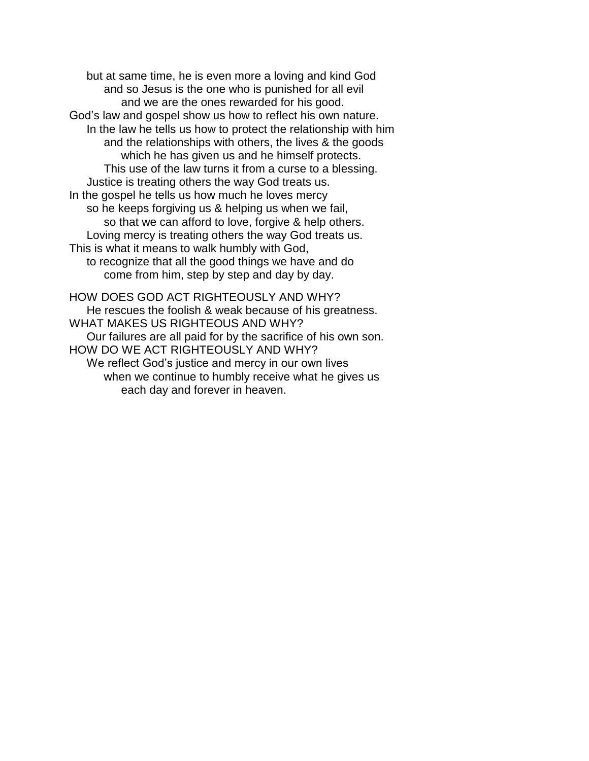but at same time, he is even more a loving and kind God
and so Jesus is the one who is punished for all evil
and we are the ones rewarded for his good.
God's law and gospel show us how to reflect his own nature.
In the law he tells us how to protect the relationship with him
and the relationships with others, the lives & the goods
which he has given us and he himself protects.
This use of the law turns it from a curse to a blessing.
Justice is treating others the way God treats us.
In the gospel he tells us how much he loves mercy
so he keeps forgiving us & helping us when we fail,
so that we can afford to love, forgive & help others.
Loving mercy is treating others the way God treats us.
This is what it means to walk humbly with God,
to recognize that all the good things we have and do
come from him, step by step and day by day.

HOW DOES GOD ACT RIGHTEOUSLY AND WHY?
He rescues the foolish & weak because of his greatness.
WHAT MAKES US RIGHTEOUS AND WHY?
Our failures are all paid for by the sacrifice of his own son.
HOW DO WE ACT RIGHTEOUSLY AND WHY?
We reflect God's justice and mercy in our own lives
when we continue to humbly receive what he gives us
each day and forever in heaven.